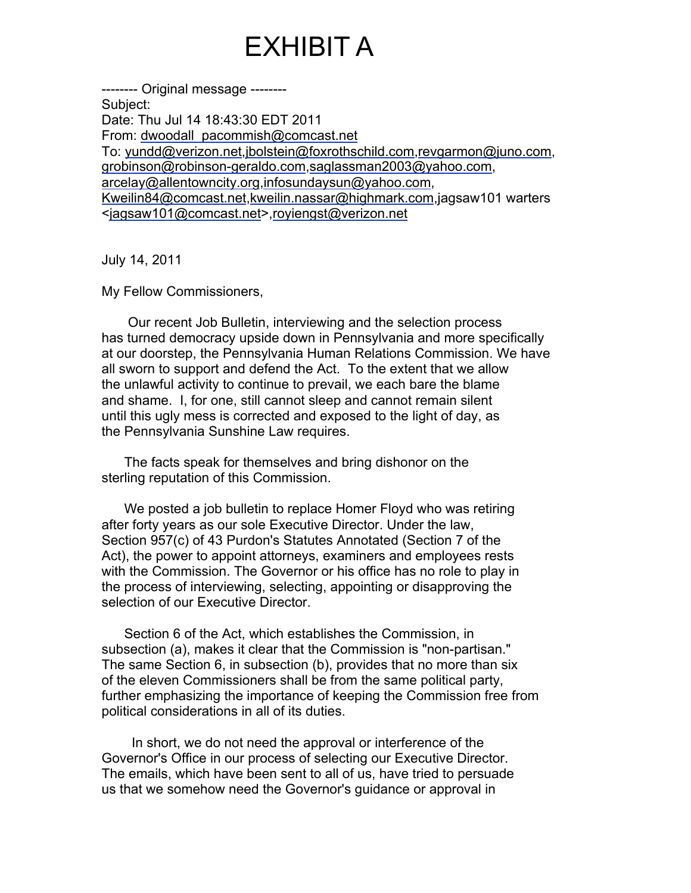# EXHIBIT A

-------- Original message --------
Subject:
Date: Thu Jul 14 18:43:30 EDT 2011
From: dwoodall_pacommish@comcast.net
To: yundd@verizon.net,jbolstein@foxrothschild.com,revgarmon@juno.com,
grobinson@robinson-geraldo.com,saglassman2003@yahoo.com,
arcelay@allentowncity.org,infosundaysun@yahoo.com,
Kweilin84@comcast.net,kweilin.nassar@highmark.com,jagsaw101 warters
<jagsaw101@comcast.net>,royiengst@verizon.net

July 14, 2011

My Fellow Commissioners,

Our recent Job Bulletin, interviewing and the selection process has turned democracy upside down in Pennsylvania and more specifically at our doorstep, the Pennsylvania Human Relations Commission. We have all sworn to support and defend the Act. To the extent that we allow the unlawful activity to continue to prevail, we each bare the blame and shame. I, for one, still cannot sleep and cannot remain silent until this ugly mess is corrected and exposed to the light of day, as the Pennsylvania Sunshine Law requires.

The facts speak for themselves and bring dishonor on the sterling reputation of this Commission.

We posted a job bulletin to replace Homer Floyd who was retiring after forty years as our sole Executive Director. Under the law, Section 957(c) of 43 Purdon's Statutes Annotated (Section 7 of the Act), the power to appoint attorneys, examiners and employees rests with the Commission. The Governor or his office has no role to play in the process of interviewing, selecting, appointing or disapproving the selection of our Executive Director.

Section 6 of the Act, which establishes the Commission, in subsection (a), makes it clear that the Commission is "non-partisan." The same Section 6, in subsection (b), provides that no more than six of the eleven Commissioners shall be from the same political party, further emphasizing the importance of keeping the Commission free from political considerations in all of its duties.

In short, we do not need the approval or interference of the Governor's Office in our process of selecting our Executive Director. The emails, which have been sent to all of us, have tried to persuade us that we somehow need the Governor's guidance or approval in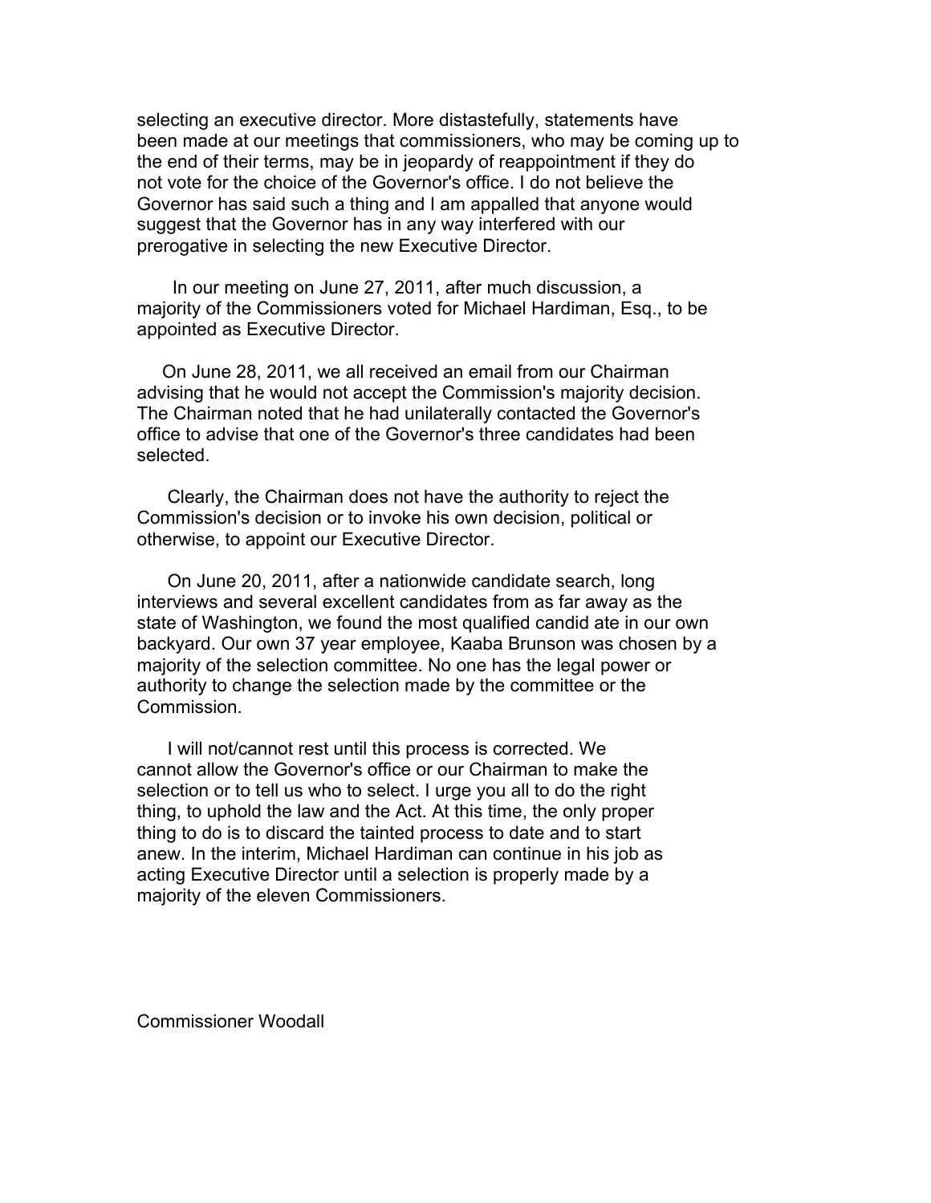selecting an executive director. More distastefully, statements have been made at our meetings that commissioners, who may be coming up to the end of their terms, may be in jeopardy of reappointment if they do not vote for the choice of the Governor's office. I do not believe the Governor has said such a thing and I am appalled that anyone would suggest that the Governor has in any way interfered with our prerogative in selecting the new Executive Director.

In our meeting on June 27, 2011, after much discussion, a majority of the Commissioners voted for Michael Hardiman, Esq., to be appointed as Executive Director.

On June 28, 2011, we all received an email from our Chairman advising that he would not accept the Commission's majority decision. The Chairman noted that he had unilaterally contacted the Governor's office to advise that one of the Governor's three candidates had been selected.

Clearly, the Chairman does not have the authority to reject the Commission's decision or to invoke his own decision, political or otherwise, to appoint our Executive Director.

On June 20, 2011, after a nationwide candidate search, long interviews and several excellent candidates from as far away as the state of Washington, we found the most qualified candid ate in our own backyard. Our own 37 year employee, Kaaba Brunson was chosen by a majority of the selection committee. No one has the legal power or authority to change the selection made by the committee or the Commission.

I will not/cannot rest until this process is corrected. We cannot allow the Governor's office or our Chairman to make the selection or to tell us who to select. I urge you all to do the right thing, to uphold the law and the Act. At this time, the only proper thing to do is to discard the tainted process to date and to start anew. In the interim, Michael Hardiman can continue in his job as acting Executive Director until a selection is properly made by a majority of the eleven Commissioners.

Commissioner Woodall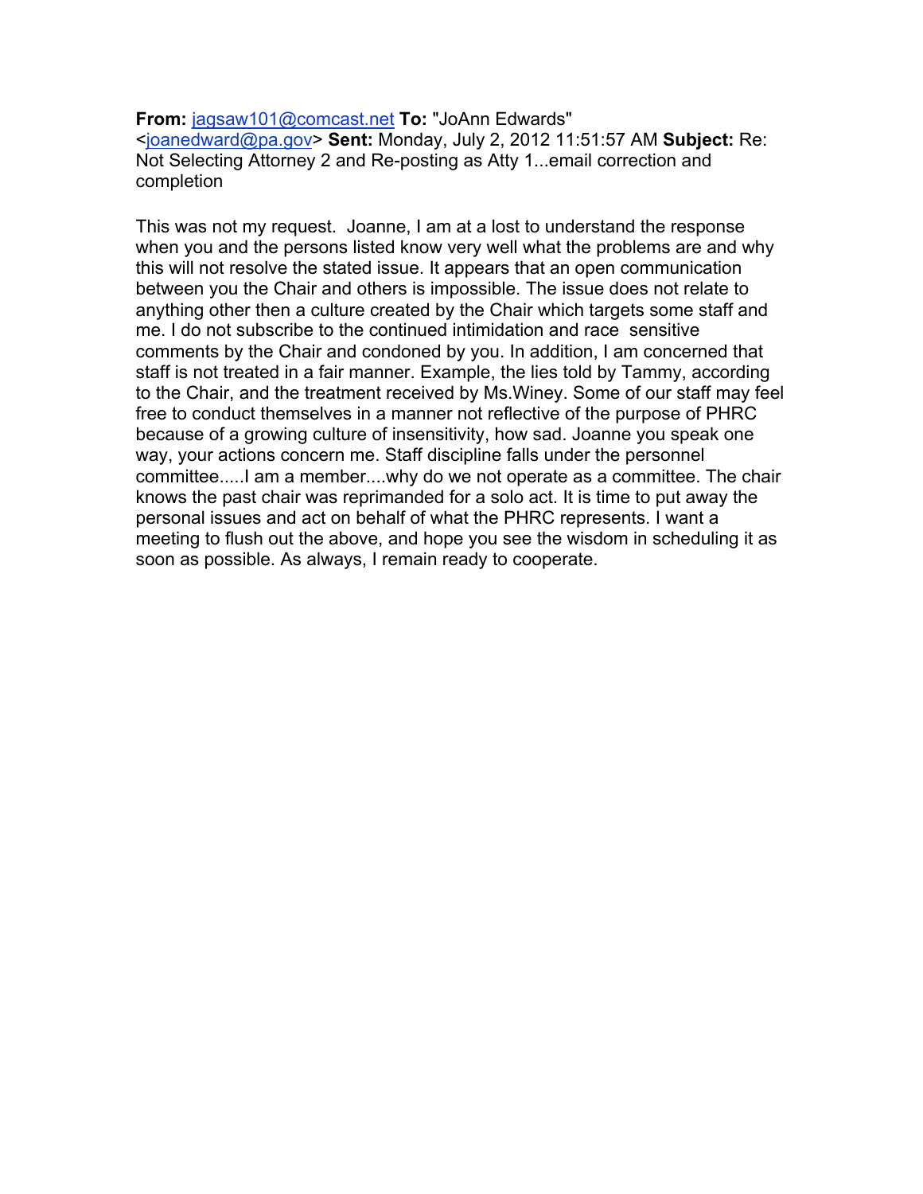**From:** jagsaw101@comcast.net **To:** "JoAnn Edwards" <joanedward@pa.gov> **Sent:** Monday, July 2, 2012 11:51:57 AM **Subject:** Re: Not Selecting Attorney 2 and Re-posting as Atty 1...email correction and completion

This was not my request. Joanne, I am at a lost to understand the response when you and the persons listed know very well what the problems are and why this will not resolve the stated issue. It appears that an open communication between you the Chair and others is impossible. The issue does not relate to anything other then a culture created by the Chair which targets some staff and me. I do not subscribe to the continued intimidation and race sensitive comments by the Chair and condoned by you. In addition, I am concerned that staff is not treated in a fair manner. Example, the lies told by Tammy, according to the Chair, and the treatment received by Ms.Winey. Some of our staff may feel free to conduct themselves in a manner not reflective of the purpose of PHRC because of a growing culture of insensitivity, how sad. Joanne you speak one way, your actions concern me. Staff discipline falls under the personnel committee.....I am a member....why do we not operate as a committee. The chair knows the past chair was reprimanded for a solo act. It is time to put away the personal issues and act on behalf of what the PHRC represents. I want a meeting to flush out the above, and hope you see the wisdom in scheduling it as soon as possible. As always, I remain ready to cooperate.